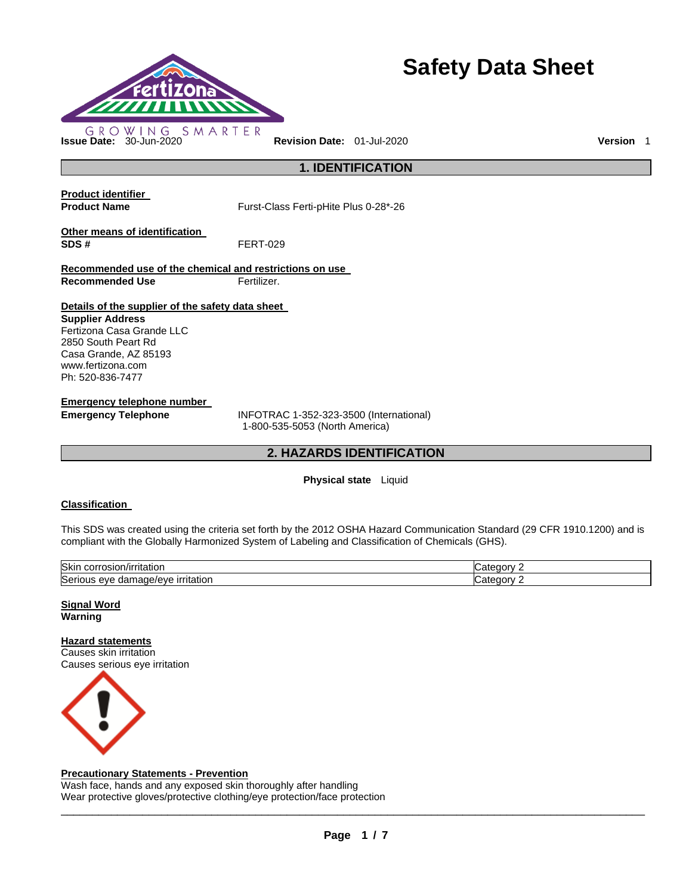# Safety Data Sheet

GROWING SMARTER

**Issue Date:** 30-Jun-2020 **Revision Date:** 01-Jul-2020 **Version** 1

## 1. IDENTIFICATION

**Product identifier**

**Product Name** Furst-Class Ferti-pHite Plus 0-28*-26

**Other means of identification**

**SDS #** FERT-029

**Recommended use of the chemical and restrictions on use**

**Recommended Use** Fertilizer.

**Details of the supplier of the safety data sheet**

**Supplier Address**
Fertizona Casa Grande LLC
2850 South Peart Rd
Casa Grande, AZ 85193
www.fertizona.com
Ph: 520-836-7477

**Emergency telephone number**

**Emergency Telephone** INFOTRAC 1-352-323-3500 (International)
1-800-535-5053 (North America)

## 2. HAZARDS IDENTIFICATION

**Physical state** Liquid

**Classification**

This SDS was created using the criteria set forth by the 2012 OSHA Hazard Communication Standard (29 CFR 1910.1200) and is compliant with the Globally Harmonized System of Labeling and Classification of Chemicals (GHS).

| | |
|---|---|
| Skin corrosion/irritation | Category 2 |
| Serious eye damage/eye irritation | Category 2 |

**Signal Word**
**Warning**

**Hazard statements**
Causes skin irritation
Causes serious eye irritation

**Precautionary Statements - Prevention**
Wash face, hands and any exposed skin thoroughly after handling
Wear protective gloves/protective clothing/eye protection/face protection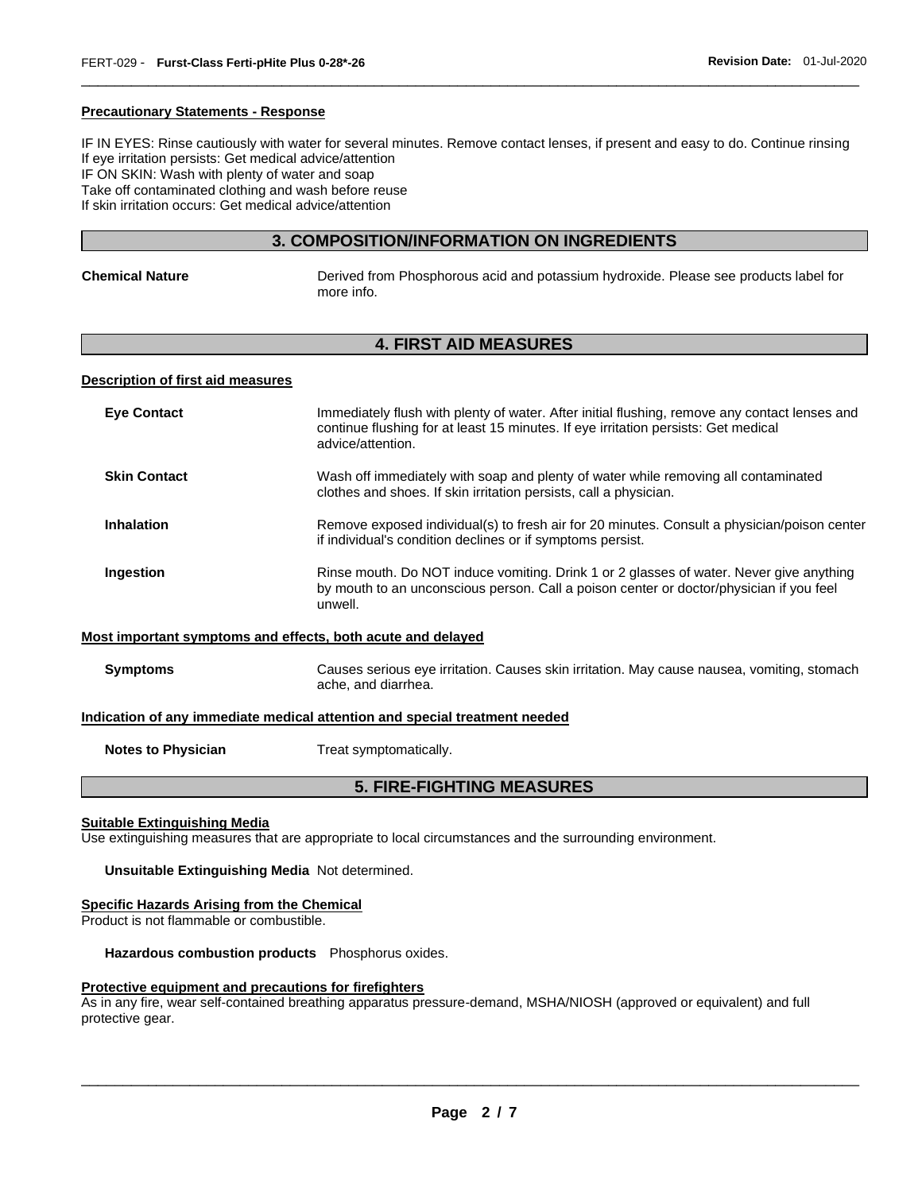#### Precautionary Statements - Response

IF IN EYES: Rinse cautiously with water for several minutes. Remove contact lenses, if present and easy to do. Continue rinsing
If eye irritation persists: Get medical advice/attention
IF ON SKIN: Wash with plenty of water and soap
Take off contaminated clothing and wash before reuse
If skin irritation occurs: Get medical advice/attention

## 3. COMPOSITION/INFORMATION ON INGREDIENTS

**Chemical Nature** Derived from Phosphorous acid and potassium hydroxide. Please see products label for more info.

## 4. FIRST AID MEASURES

#### Description of first aid measures

**Eye Contact** Immediately flush with plenty of water. After initial flushing, remove any contact lenses and continue flushing for at least 15 minutes. If eye irritation persists: Get medical advice/attention.

**Skin Contact** Wash off immediately with soap and plenty of water while removing all contaminated clothes and shoes. If skin irritation persists, call a physician.

**Inhalation** Remove exposed individual(s) to fresh air for 20 minutes. Consult a physician/poison center if individual's condition declines or if symptoms persist.

**Ingestion** Rinse mouth. Do NOT induce vomiting. Drink 1 or 2 glasses of water. Never give anything by mouth to an unconscious person. Call a poison center or doctor/physician if you feel unwell.

#### Most important symptoms and effects, both acute and delayed

**Symptoms** Causes serious eye irritation. Causes skin irritation. May cause nausea, vomiting, stomach ache, and diarrhea.

#### Indication of any immediate medical attention and special treatment needed

**Notes to Physician** Treat symptomatically.

## 5. FIRE-FIGHTING MEASURES

#### Suitable Extinguishing Media

Use extinguishing measures that are appropriate to local circumstances and the surrounding environment.

**Unsuitable Extinguishing Media** Not determined.

#### Specific Hazards Arising from the Chemical

Product is not flammable or combustible.

**Hazardous combustion products** Phosphorus oxides.

#### Protective equipment and precautions for firefighters

As in any fire, wear self-contained breathing apparatus pressure-demand, MSHA/NIOSH (approved or equivalent) and full protective gear.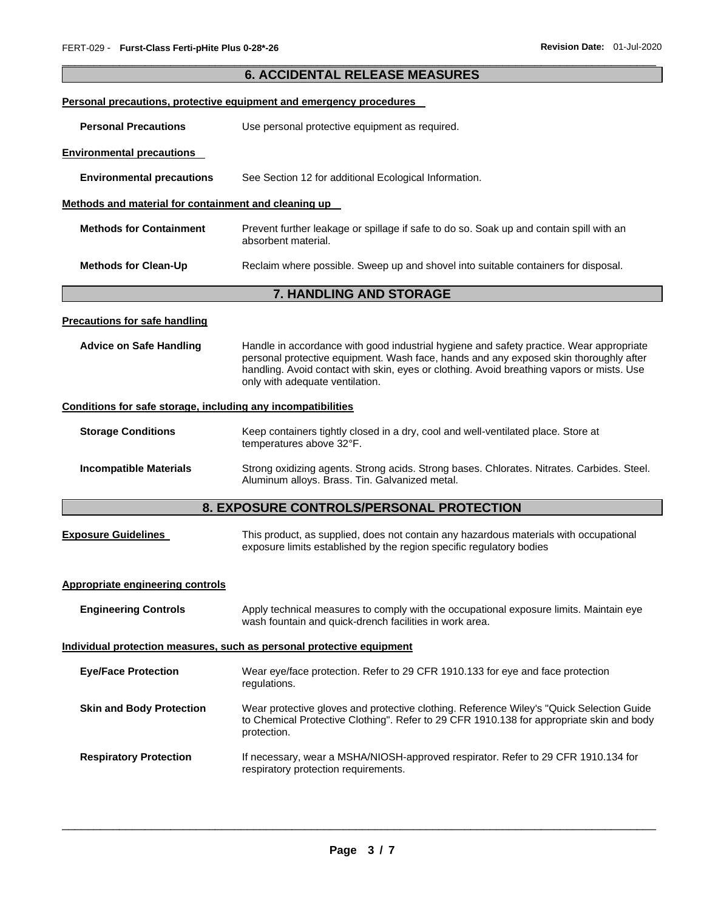## 6. ACCIDENTAL RELEASE MEASURES

### Personal precautions, protective equipment and emergency procedures

**Personal Precautions** Use personal protective equipment as required.

### Environmental precautions

**Environmental precautions** See Section 12 for additional Ecological Information.

### Methods and material for containment and cleaning up

**Methods for Containment** Prevent further leakage or spillage if safe to do so. Soak up and contain spill with an absorbent material.

**Methods for Clean-Up** Reclaim where possible. Sweep up and shovel into suitable containers for disposal.

## 7. HANDLING AND STORAGE

### Precautions for safe handling

**Advice on Safe Handling** Handle in accordance with good industrial hygiene and safety practice. Wear appropriate personal protective equipment. Wash face, hands and any exposed skin thoroughly after handling. Avoid contact with skin, eyes or clothing. Avoid breathing vapors or mists. Use only with adequate ventilation.

### Conditions for safe storage, including any incompatibilities

**Storage Conditions** Keep containers tightly closed in a dry, cool and well-ventilated place. Store at temperatures above 32°F.

**Incompatible Materials** Strong oxidizing agents. Strong acids. Strong bases. Chlorates. Nitrates. Carbides. Steel. Aluminum alloys. Brass. Tin. Galvanized metal.

## 8. EXPOSURE CONTROLS/PERSONAL PROTECTION

**Exposure Guidelines** This product, as supplied, does not contain any hazardous materials with occupational exposure limits established by the region specific regulatory bodies

### Appropriate engineering controls

**Engineering Controls** Apply technical measures to comply with the occupational exposure limits. Maintain eye wash fountain and quick-drench facilities in work area.

### Individual protection measures, such as personal protective equipment

**Eye/Face Protection** Wear eye/face protection. Refer to 29 CFR 1910.133 for eye and face protection regulations.

**Skin and Body Protection** Wear protective gloves and protective clothing. Reference Wiley's "Quick Selection Guide to Chemical Protective Clothing". Refer to 29 CFR 1910.138 for appropriate skin and body protection.

**Respiratory Protection** If necessary, wear a MSHA/NIOSH-approved respirator. Refer to 29 CFR 1910.134 for respiratory protection requirements.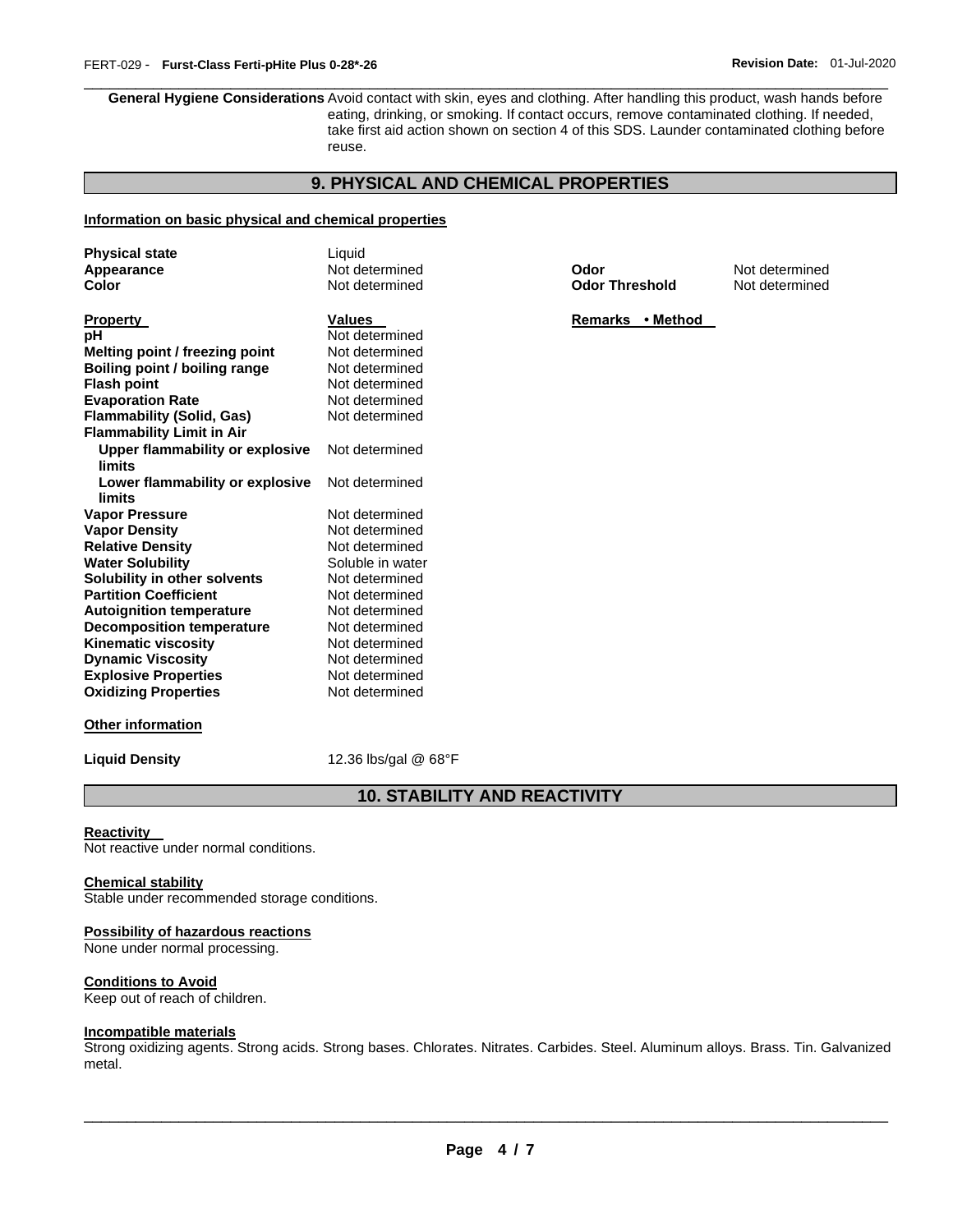**General Hygiene Considerations** Avoid contact with skin, eyes and clothing. After handling this product, wash hands before eating, drinking, or smoking. If contact occurs, remove contaminated clothing. If needed, take first aid action shown on section 4 of this SDS. Launder contaminated clothing before reuse.

## 9. PHYSICAL AND CHEMICAL PROPERTIES

**Information on basic physical and chemical properties**

| | | | |
|---|---|---|---|
| **Physical state** | Liquid | | |
| **Appearance** | Not determined | **Odor** | Not determined |
| **Color** | Not determined | **Odor Threshold** | Not determined |

| **Property** | **Values** | **Remarks • Method** |
|---|---|---|
| **pH** | Not determined | |
| **Melting point / freezing point** | Not determined | |
| **Boiling point / boiling range** | Not determined | |
| **Flash point** | Not determined | |
| **Evaporation Rate** | Not determined | |
| **Flammability (Solid, Gas)** | Not determined | |
| **Flammability Limit in Air** | | |
| **Upper flammability or explosive limits** | Not determined | |
| **Lower flammability or explosive limits** | Not determined | |
| **Vapor Pressure** | Not determined | |
| **Vapor Density** | Not determined | |
| **Relative Density** | Not determined | |
| **Water Solubility** | Soluble in water | |
| **Solubility in other solvents** | Not determined | |
| **Partition Coefficient** | Not determined | |
| **Autoignition temperature** | Not determined | |
| **Decomposition temperature** | Not determined | |
| **Kinematic viscosity** | Not determined | |
| **Dynamic Viscosity** | Not determined | |
| **Explosive Properties** | Not determined | |
| **Oxidizing Properties** | Not determined | |

**Other information**

**Liquid Density** 12.36 lbs/gal @ 68°F

## 10. STABILITY AND REACTIVITY

**Reactivity**

Not reactive under normal conditions.

**Chemical stability**

Stable under recommended storage conditions.

**Possibility of hazardous reactions**

None under normal processing.

**Conditions to Avoid**

Keep out of reach of children.

**Incompatible materials**

Strong oxidizing agents. Strong acids. Strong bases. Chlorates. Nitrates. Carbides. Steel. Aluminum alloys. Brass. Tin. Galvanized metal.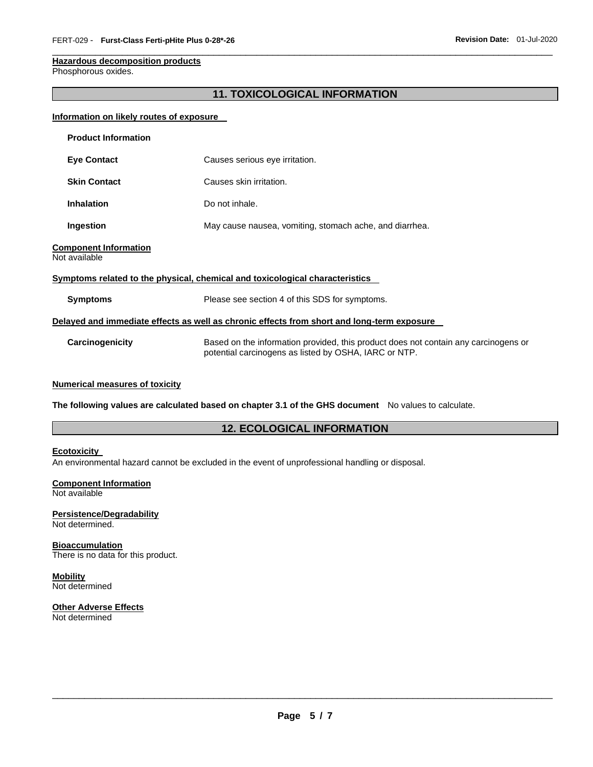**Hazardous decomposition products**
Phosphorous oxides.

## 11. TOXICOLOGICAL INFORMATION

**Information on likely routes of exposure**

**Product Information**

| | |
|---|---|
| **Eye Contact** | Causes serious eye irritation. |
| **Skin Contact** | Causes skin irritation. |
| **Inhalation** | Do not inhale. |
| **Ingestion** | May cause nausea, vomiting, stomach ache, and diarrhea. |

**Component Information**
Not available

**Symptoms related to the physical, chemical and toxicological characteristics**

| | |
|---|---|
| **Symptoms** | Please see section 4 of this SDS for symptoms. |

**Delayed and immediate effects as well as chronic effects from short and long-term exposure**

| | |
|---|---|
| **Carcinogenicity** | Based on the information provided, this product does not contain any carcinogens or potential carcinogens as listed by OSHA, IARC or NTP. |

**Numerical measures of toxicity**

**The following values are calculated based on chapter 3.1 of the GHS document** No values to calculate.

## 12. ECOLOGICAL INFORMATION

**Ecotoxicity**
An environmental hazard cannot be excluded in the event of unprofessional handling or disposal.

**Component Information**
Not available

**Persistence/Degradability**
Not determined.

**Bioaccumulation**
There is no data for this product.

**Mobility**
Not determined

**Other Adverse Effects**
Not determined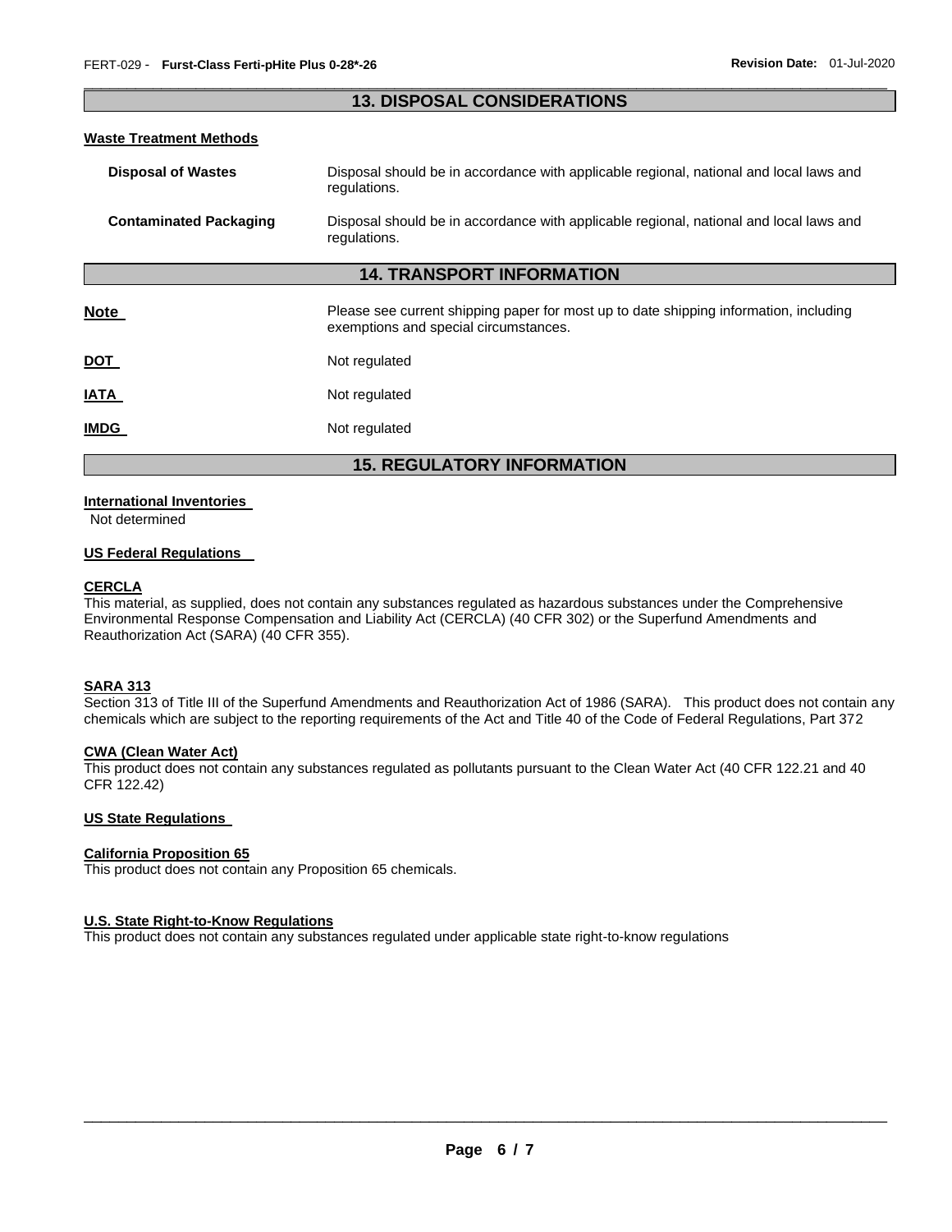## 13. DISPOSAL CONSIDERATIONS

### Waste Treatment Methods

**Disposal of Wastes** — Disposal should be in accordance with applicable regional, national and local laws and regulations.

**Contaminated Packaging** — Disposal should be in accordance with applicable regional, national and local laws and regulations.

## 14. TRANSPORT INFORMATION

**Note** — Please see current shipping paper for most up to date shipping information, including exemptions and special circumstances.

**DOT** — Not regulated

**IATA** — Not regulated

**IMDG** — Not regulated

## 15. REGULATORY INFORMATION

### International Inventories

Not determined

### US Federal Regulations

**CERCLA**

This material, as supplied, does not contain any substances regulated as hazardous substances under the Comprehensive Environmental Response Compensation and Liability Act (CERCLA) (40 CFR 302) or the Superfund Amendments and Reauthorization Act (SARA) (40 CFR 355).

**SARA 313**

Section 313 of Title III of the Superfund Amendments and Reauthorization Act of 1986 (SARA). This product does not contain any chemicals which are subject to the reporting requirements of the Act and Title 40 of the Code of Federal Regulations, Part 372

**CWA (Clean Water Act)**

This product does not contain any substances regulated as pollutants pursuant to the Clean Water Act (40 CFR 122.21 and 40 CFR 122.42)

### US State Regulations

**California Proposition 65**

This product does not contain any Proposition 65 chemicals.

**U.S. State Right-to-Know Regulations**

This product does not contain any substances regulated under applicable state right-to-know regulations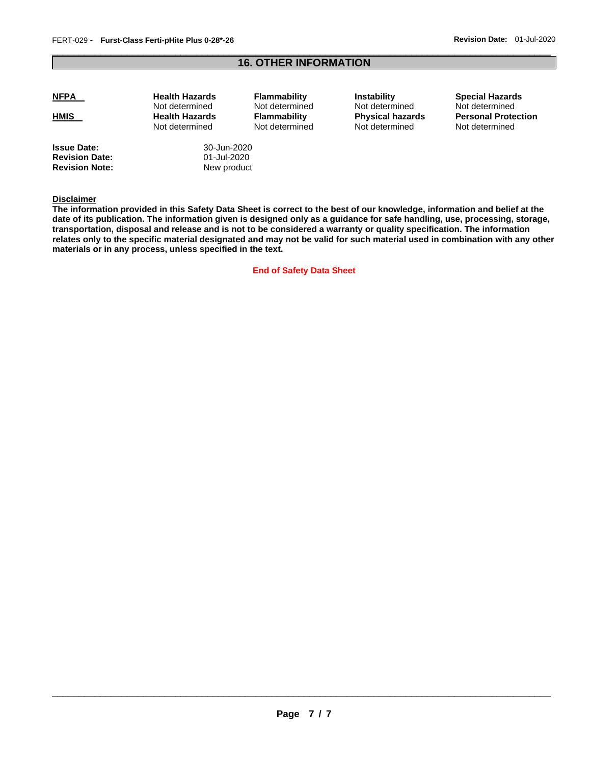## 16. OTHER INFORMATION

| | | | | |
|---|---|---|---|---|
| **NFPA** | **Health Hazards** | **Flammability** | **Instability** | **Special Hazards** |
| | Not determined | Not determined | Not determined | Not determined |
| **HMIS** | **Health Hazards** | **Flammability** | **Physical hazards** | **Personal Protection** |
| | Not determined | Not determined | Not determined | Not determined |

**Issue Date:** 30-Jun-2020
**Revision Date:** 01-Jul-2020
**Revision Note:** New product

**Disclaimer**

**The information provided in this Safety Data Sheet is correct to the best of our knowledge, information and belief at the date of its publication. The information given is designed only as a guidance for safe handling, use, processing, storage, transportation, disposal and release and is not to be considered a warranty or quality specification. The information relates only to the specific material designated and may not be valid for such material used in combination with any other materials or in any process, unless specified in the text.**

**End of Safety Data Sheet**